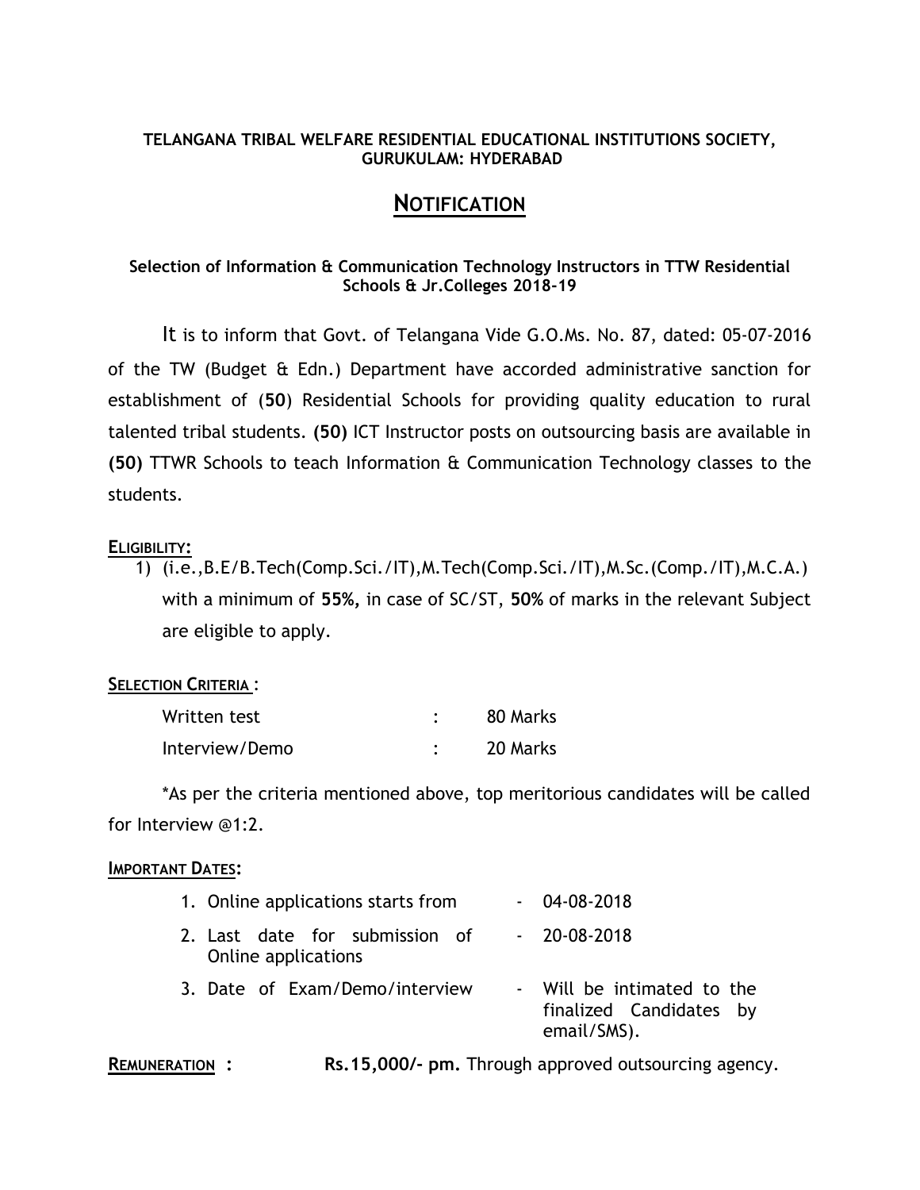**TELANGANA TRIBAL WELFARE RESIDENTIAL EDUCATIONAL INSTITUTIONS SOCIETY, GURUKULAM: HYDERABAD**

# NOTIFICATION

**Selection of Information & Communication Technology Instructors in TTW Residential Schools & Jr.Colleges 2018-19**

It is to inform that Govt. of Telangana Vide G.O.Ms. No. 87, dated: 05-07-2016 of the TW (Budget & Edn.) Department have accorded administrative sanction for establishment of (**50**) Residential Schools for providing quality education to rural talented tribal students. **(50)** ICT Instructor posts on outsourcing basis are available in **(50)** TTWR Schools to teach Information & Communication Technology classes to the students.

## ELIGIBILITY:

1) (i.e.,B.E/B.Tech(Comp.Sci./IT),M.Tech(Comp.Sci./IT),M.Sc.(Comp./IT),M.C.A.) with a minimum of **55%,** in case of SC/ST, **50%** of marks in the relevant Subject are eligible to apply.

## SELECTION CRITERIA :

| | | |
|---|---|---|
| Written test | : | 80 Marks |
| Interview/Demo | : | 20 Marks |

*As per the criteria mentioned above, top meritorious candidates will be called for Interview @1:2.

## IMPORTANT DATES:

| | | |
|---|---|---|
| 1. Online applications starts from | - | 04-08-2018 |
| 2. Last date for submission of Online applications | - | 20-08-2018 |
| 3. Date of Exam/Demo/interview | - | Will be intimated to the finalized Candidates by email/SMS). |

**REMUNERATION :** **Rs.15,000/- pm.** Through approved outsourcing agency.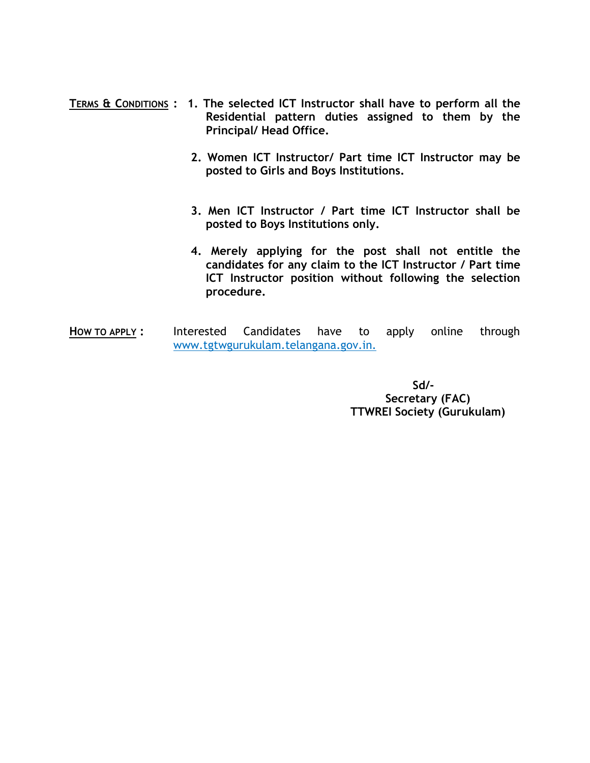**TERMS & CONDITIONS :**

1. **The selected ICT Instructor shall have to perform all the Residential pattern duties assigned to them by the Principal/ Head Office.**
2. **Women ICT Instructor/ Part time ICT Instructor may be posted to Girls and Boys Institutions.**
3. **Men ICT Instructor / Part time ICT Instructor shall be posted to Boys Institutions only.**
4. **Merely applying for the post shall not entitle the candidates for any claim to the ICT Instructor / Part time ICT Instructor position without following the selection procedure.**

**HOW TO APPLY :** Interested Candidates have to apply online through www.tgtwgurukulam.telangana.gov.in.

**Sd/-**
**Secretary (FAC)**
**TTWREI Society (Gurukulam)**